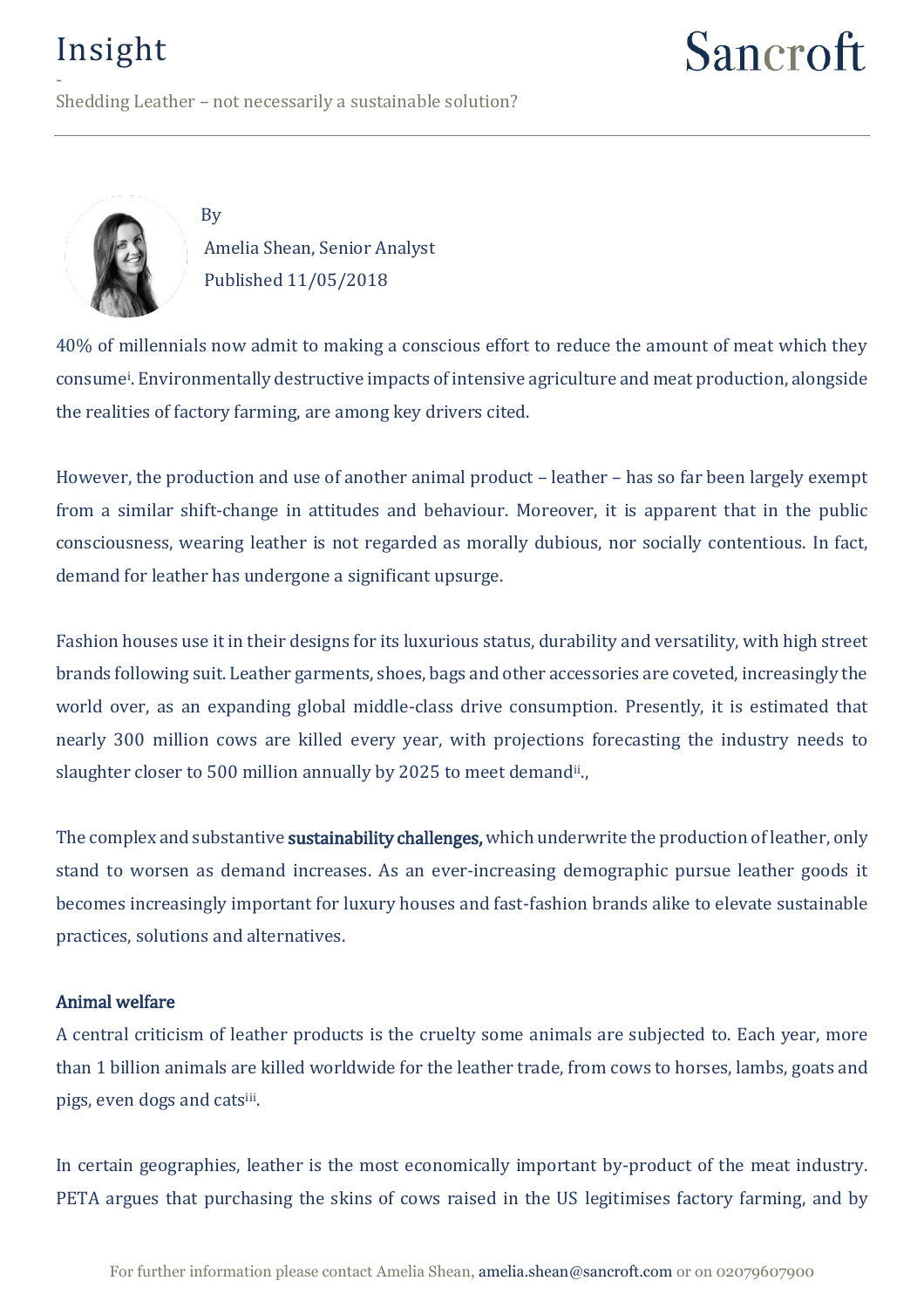# Insight

-

Shedding Leather – not necessarily a sustainable solution?

By

Amelia Shean, Senior Analyst

Published 11/05/2018

40% of millennials now admit to making a conscious effort to reduce the amount of meat which they consume[i]. Environmentally destructive impacts of intensive agriculture and meat production, alongside the realities of factory farming, are among key drivers cited.

However, the production and use of another animal product – leather – has so far been largely exempt from a similar shift-change in attitudes and behaviour. Moreover, it is apparent that in the public consciousness, wearing leather is not regarded as morally dubious, nor socially contentious. In fact, demand for leather has undergone a significant upsurge.

Fashion houses use it in their designs for its luxurious status, durability and versatility, with high street brands following suit. Leather garments, shoes, bags and other accessories are coveted, increasingly the world over, as an expanding global middle-class drive consumption. Presently, it is estimated that nearly 300 million cows are killed every year, with projections forecasting the industry needs to slaughter closer to 500 million annually by 2025 to meet demand[ii].,

The complex and substantive **sustainability challenges,** which underwrite the production of leather, only stand to worsen as demand increases. As an ever-increasing demographic pursue leather goods it becomes increasingly important for luxury houses and fast-fashion brands alike to elevate sustainable practices, solutions and alternatives.

## Animal welfare

A central criticism of leather products is the cruelty some animals are subjected to. Each year, more than 1 billion animals are killed worldwide for the leather trade, from cows to horses, lambs, goats and pigs, even dogs and cats[iii].

In certain geographies, leather is the most economically important by-product of the meat industry. PETA argues that purchasing the skins of cows raised in the US legitimises factory farming, and by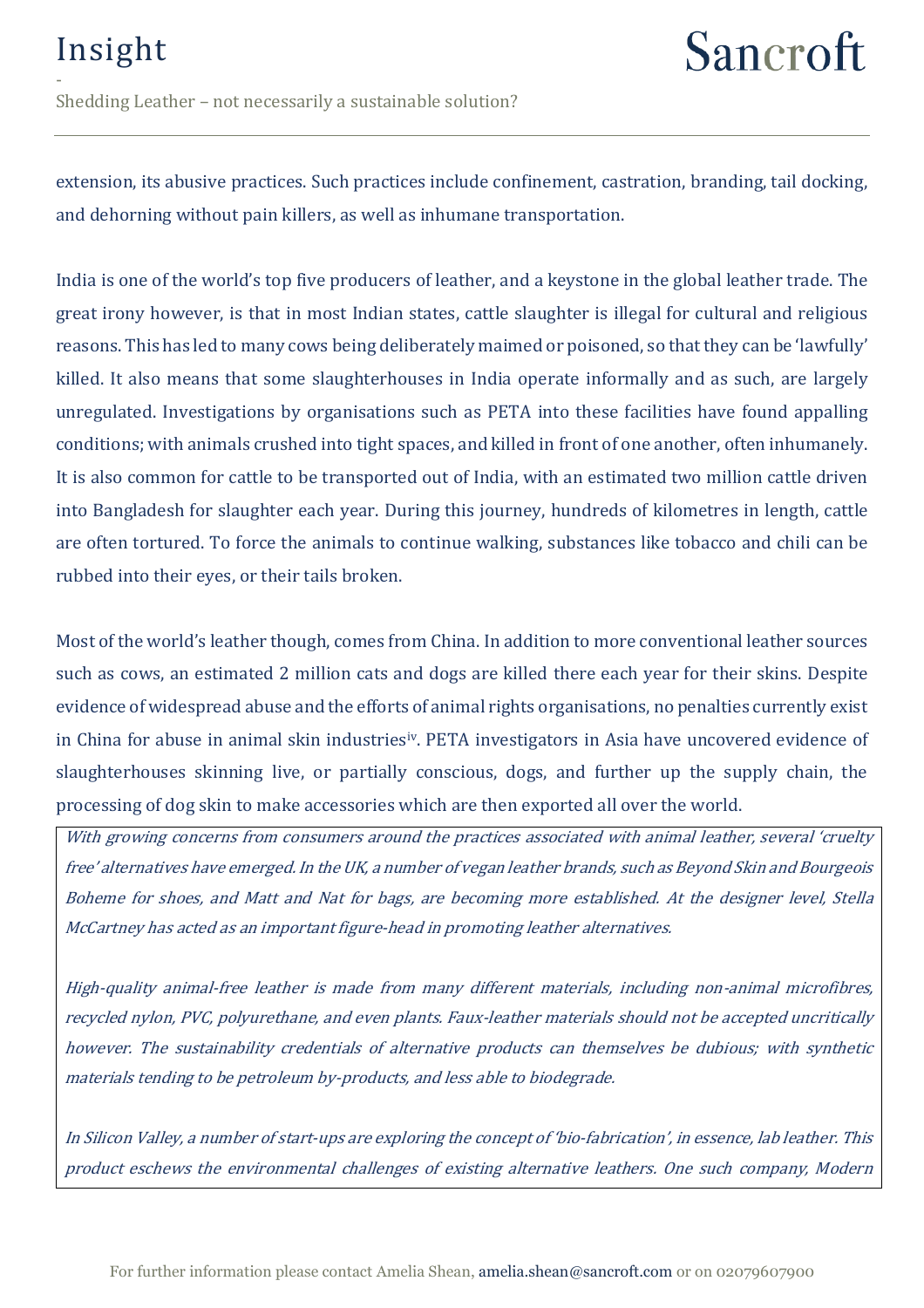extension, its abusive practices. Such practices include confinement, castration, branding, tail docking, and dehorning without pain killers, as well as inhumane transportation.

India is one of the world's top five producers of leather, and a keystone in the global leather trade. The great irony however, is that in most Indian states, cattle slaughter is illegal for cultural and religious reasons. This has led to many cows being deliberately maimed or poisoned, so that they can be 'lawfully' killed. It also means that some slaughterhouses in India operate informally and as such, are largely unregulated. Investigations by organisations such as PETA into these facilities have found appalling conditions; with animals crushed into tight spaces, and killed in front of one another, often inhumanely. It is also common for cattle to be transported out of India, with an estimated two million cattle driven into Bangladesh for slaughter each year. During this journey, hundreds of kilometres in length, cattle are often tortured. To force the animals to continue walking, substances like tobacco and chili can be rubbed into their eyes, or their tails broken.

Most of the world's leather though, comes from China. In addition to more conventional leather sources such as cows, an estimated 2 million cats and dogs are killed there each year for their skins. Despite evidence of widespread abuse and the efforts of animal rights organisations, no penalties currently exist in China for abuse in animal skin industries[iv]. PETA investigators in Asia have uncovered evidence of slaughterhouses skinning live, or partially conscious, dogs, and further up the supply chain, the processing of dog skin to make accessories which are then exported all over the world.

*With growing concerns from consumers around the practices associated with animal leather, several 'cruelty free' alternatives have emerged. In the UK, a number of vegan leather brands, such as Beyond Skin and Bourgeois Boheme for shoes, and Matt and Nat for bags, are becoming more established. At the designer level, Stella McCartney has acted as an important figure-head in promoting leather alternatives.*

*High-quality animal-free leather is made from many different materials, including non-animal microfibres, recycled nylon, PVC, polyurethane, and even plants. Faux-leather materials should not be accepted uncritically however. The sustainability credentials of alternative products can themselves be dubious; with synthetic materials tending to be petroleum by-products, and less able to biodegrade.*

*In Silicon Valley, a number of start-ups are exploring the concept of 'bio-fabrication', in essence, lab leather. This product eschews the environmental challenges of existing alternative leathers. One such company, Modern*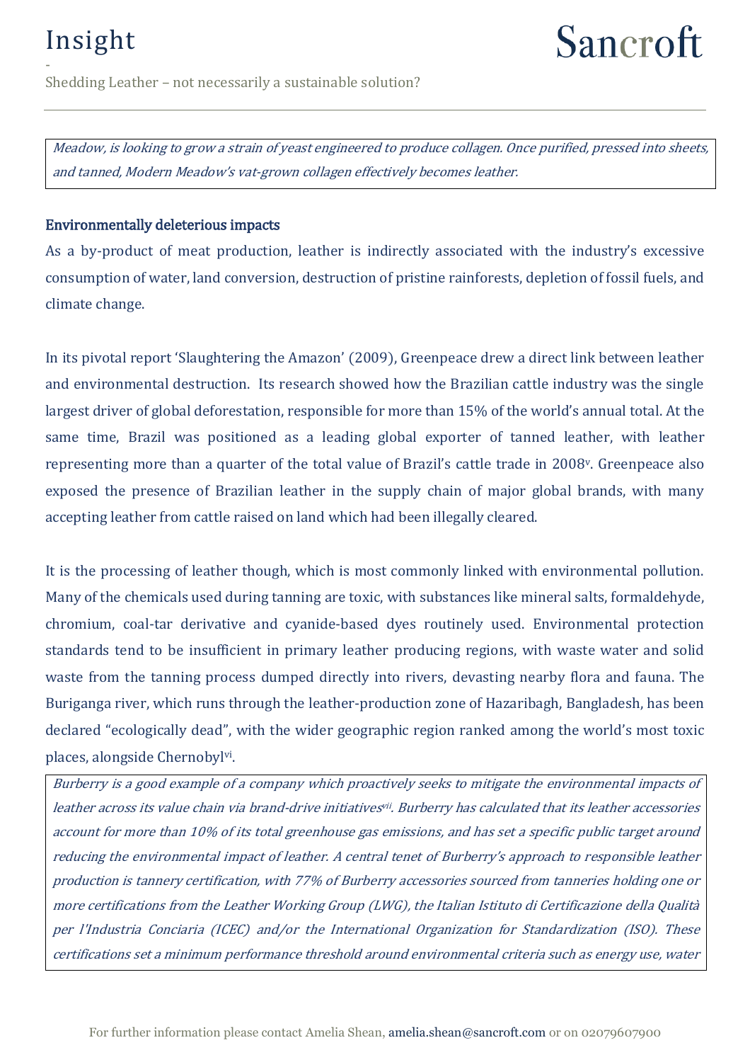*Meadow, is looking to grow a strain of yeast engineered to produce collagen. Once purified, pressed into sheets, and tanned, Modern Meadow's vat-grown collagen effectively becomes leather.*

## Environmentally deleterious impacts

As a by-product of meat production, leather is indirectly associated with the industry's excessive consumption of water, land conversion, destruction of pristine rainforests, depletion of fossil fuels, and climate change.

In its pivotal report 'Slaughtering the Amazon' (2009), Greenpeace drew a direct link between leather and environmental destruction. Its research showed how the Brazilian cattle industry was the single largest driver of global deforestation, responsible for more than 15% of the world's annual total. At the same time, Brazil was positioned as a leading global exporter of tanned leather, with leather representing more than a quarter of the total value of Brazil's cattle trade in 2008[v]. Greenpeace also exposed the presence of Brazilian leather in the supply chain of major global brands, with many accepting leather from cattle raised on land which had been illegally cleared.

It is the processing of leather though, which is most commonly linked with environmental pollution. Many of the chemicals used during tanning are toxic, with substances like mineral salts, formaldehyde, chromium, coal-tar derivative and cyanide-based dyes routinely used. Environmental protection standards tend to be insufficient in primary leather producing regions, with waste water and solid waste from the tanning process dumped directly into rivers, devasting nearby flora and fauna. The Buriganga river, which runs through the leather-production zone of Hazaribagh, Bangladesh, has been declared "ecologically dead", with the wider geographic region ranked among the world's most toxic places, alongside Chernobyl[vi].

*Burberry is a good example of a company which proactively seeks to mitigate the environmental impacts of leather across its value chain via brand-drive initiatives[vii]. Burberry has calculated that its leather accessories account for more than 10% of its total greenhouse gas emissions, and has set a specific public target around reducing the environmental impact of leather. A central tenet of Burberry's approach to responsible leather production is tannery certification, with 77% of Burberry accessories sourced from tanneries holding one or more certifications from the Leather Working Group (LWG), the Italian Istituto di Certificazione della Qualità per l'Industria Conciaria (ICEC) and/or the International Organization for Standardization (ISO). These certifications set a minimum performance threshold around environmental criteria such as energy use, water*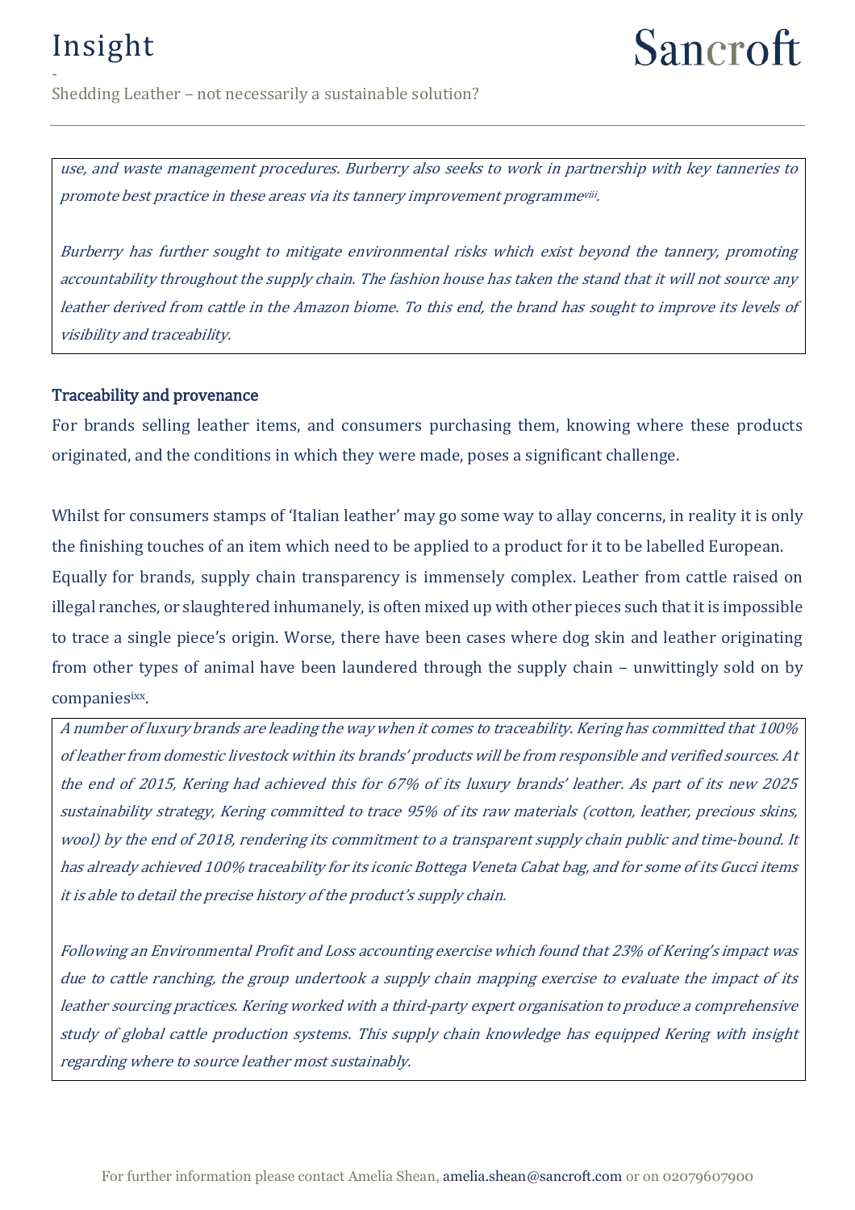*use, and waste management procedures. Burberry also seeks to work in partnership with key tanneries to promote best practice in these areas via its tannery improvement programme[viii].*

*Burberry has further sought to mitigate environmental risks which exist beyond the tannery, promoting accountability throughout the supply chain. The fashion house has taken the stand that it will not source any leather derived from cattle in the Amazon biome. To this end, the brand has sought to improve its levels of visibility and traceability.*

### Traceability and provenance

For brands selling leather items, and consumers purchasing them, knowing where these products originated, and the conditions in which they were made, poses a significant challenge.

Whilst for consumers stamps of 'Italian leather' may go some way to allay concerns, in reality it is only the finishing touches of an item which need to be applied to a product for it to be labelled European. Equally for brands, supply chain transparency is immensely complex. Leather from cattle raised on illegal ranches, or slaughtered inhumanely, is often mixed up with other pieces such that it is impossible to trace a single piece's origin. Worse, there have been cases where dog skin and leather originating from other types of animal have been laundered through the supply chain – unwittingly sold on by companies[ixx].

*A number of luxury brands are leading the way when it comes to traceability. Kering has committed that 100% of leather from domestic livestock within its brands' products will be from responsible and verified sources. At the end of 2015, Kering had achieved this for 67% of its luxury brands' leather. As part of its new 2025 sustainability strategy, Kering committed to trace 95% of its raw materials (cotton, leather, precious skins, wool) by the end of 2018, rendering its commitment to a transparent supply chain public and time-bound. It has already achieved 100% traceability for its iconic Bottega Veneta Cabat bag, and for some of its Gucci items it is able to detail the precise history of the product's supply chain.*

*Following an Environmental Profit and Loss accounting exercise which found that 23% of Kering's impact was due to cattle ranching, the group undertook a supply chain mapping exercise to evaluate the impact of its leather sourcing practices. Kering worked with a third-party expert organisation to produce a comprehensive study of global cattle production systems. This supply chain knowledge has equipped Kering with insight regarding where to source leather most sustainably.*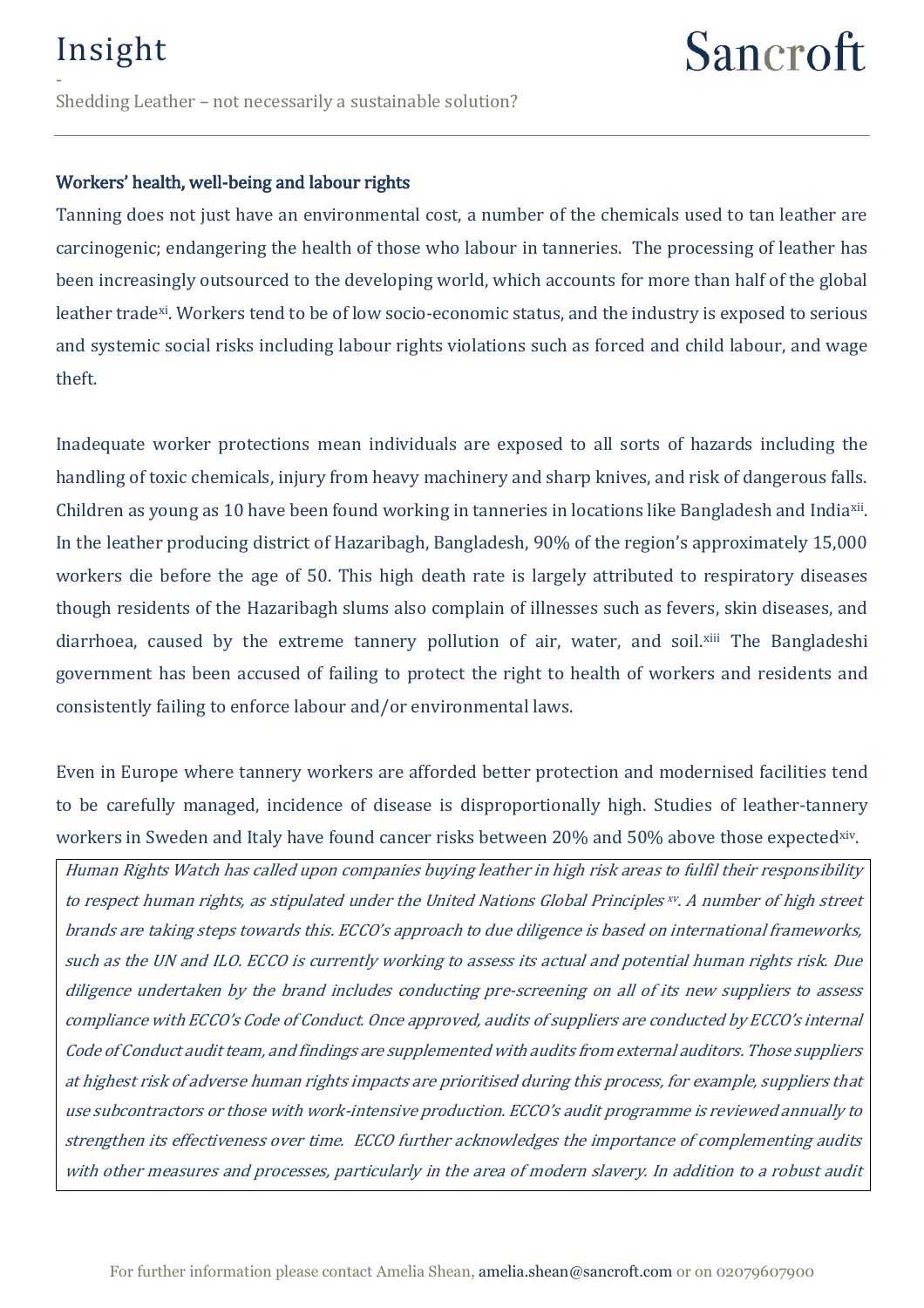### Workers' health, well-being and labour rights

Tanning does not just have an environmental cost, a number of the chemicals used to tan leather are carcinogenic; endangering the health of those who labour in tanneries. The processing of leather has been increasingly outsourced to the developing world, which accounts for more than half of the global leather trade[xi]. Workers tend to be of low socio-economic status, and the industry is exposed to serious and systemic social risks including labour rights violations such as forced and child labour, and wage theft.

Inadequate worker protections mean individuals are exposed to all sorts of hazards including the handling of toxic chemicals, injury from heavy machinery and sharp knives, and risk of dangerous falls. Children as young as 10 have been found working in tanneries in locations like Bangladesh and India[xii]. In the leather producing district of Hazaribagh, Bangladesh, 90% of the region's approximately 15,000 workers die before the age of 50. This high death rate is largely attributed to respiratory diseases though residents of the Hazaribagh slums also complain of illnesses such as fevers, skin diseases, and diarrhoea, caused by the extreme tannery pollution of air, water, and soil.[xiii] The Bangladeshi government has been accused of failing to protect the right to health of workers and residents and consistently failing to enforce labour and/or environmental laws.

Even in Europe where tannery workers are afforded better protection and modernised facilities tend to be carefully managed, incidence of disease is disproportionally high. Studies of leather-tannery workers in Sweden and Italy have found cancer risks between 20% and 50% above those expected[xiv].

*Human Rights Watch has called upon companies buying leather in high risk areas to fulfil their responsibility to respect human rights, as stipulated under the United Nations Global Principles [xv]. A number of high street brands are taking steps towards this. ECCO's approach to due diligence is based on international frameworks, such as the UN and ILO. ECCO is currently working to assess its actual and potential human rights risk. Due diligence undertaken by the brand includes conducting pre-screening on all of its new suppliers to assess compliance with ECCO's Code of Conduct. Once approved, audits of suppliers are conducted by ECCO's internal Code of Conduct audit team, and findings are supplemented with audits from external auditors. Those suppliers at highest risk of adverse human rights impacts are prioritised during this process, for example, suppliers that use subcontractors or those with work-intensive production. ECCO's audit programme is reviewed annually to strengthen its effectiveness over time. ECCO further acknowledges the importance of complementing audits with other measures and processes, particularly in the area of modern slavery. In addition to a robust audit*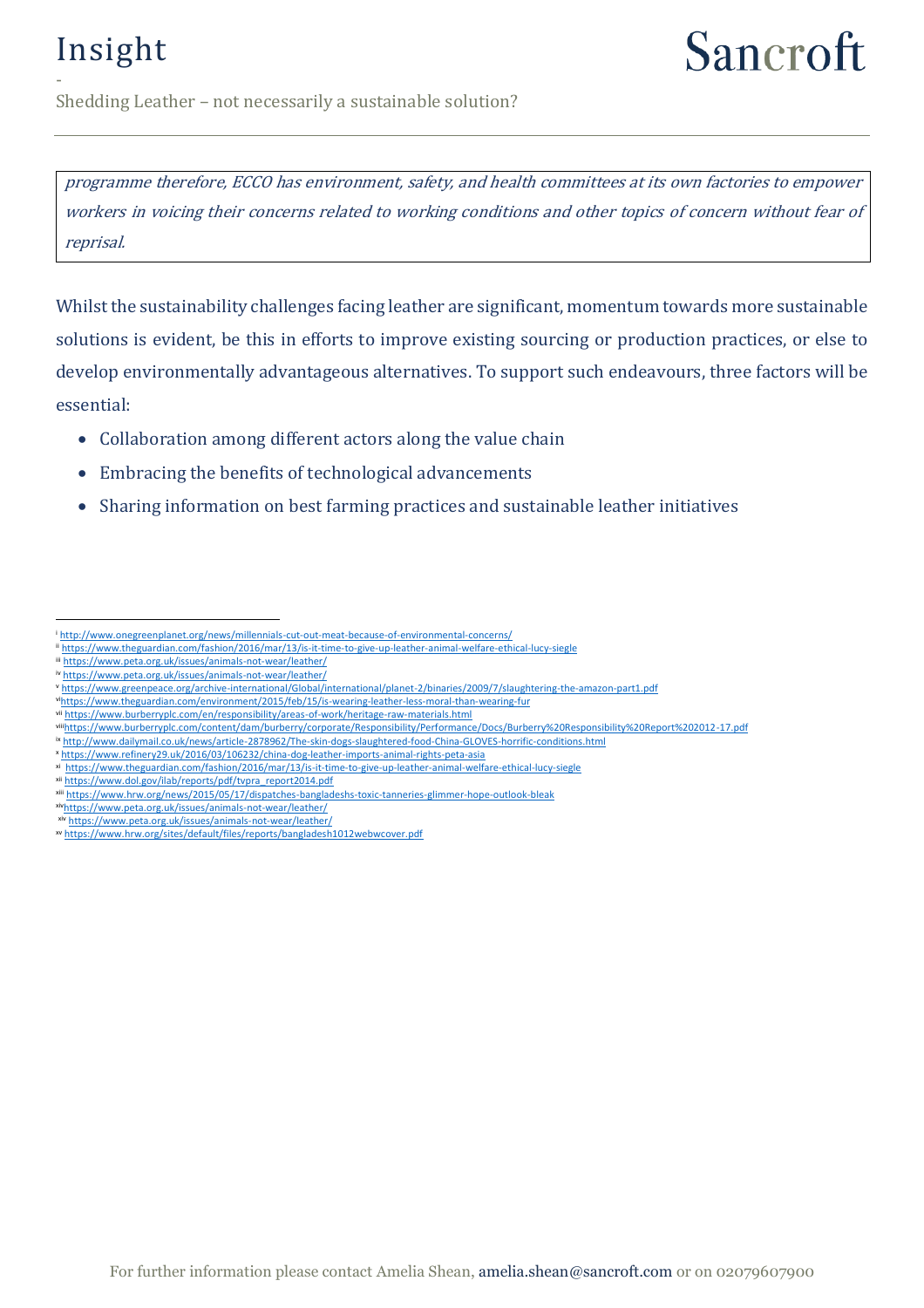*programme therefore, ECCO has environment, safety, and health committees at its own factories to empower workers in voicing their concerns related to working conditions and other topics of concern without fear of reprisal.*

Whilst the sustainability challenges facing leather are significant, momentum towards more sustainable solutions is evident, be this in efforts to improve existing sourcing or production practices, or else to develop environmentally advantageous alternatives. To support such endeavours, three factors will be essential:

- Collaboration among different actors along the value chain
- Embracing the benefits of technological advancements
- Sharing information on best farming practices and sustainable leather initiatives

---

[i] http://www.onegreenplanet.org/news/millennials-cut-out-meat-because-of-environmental-concerns/
[ii] https://www.theguardian.com/fashion/2016/mar/13/is-it-time-to-give-up-leather-animal-welfare-ethical-lucy-siegle
[iii] https://www.peta.org.uk/issues/animals-not-wear/leather/
[iv] https://www.peta.org.uk/issues/animals-not-wear/leather/
[v] https://www.greenpeace.org/archive-international/Global/international/planet-2/binaries/2009/7/slaughtering-the-amazon-part1.pdf
[vi] https://www.theguardian.com/environment/2015/feb/15/is-wearing-leather-less-moral-than-wearing-fur
[vii] https://www.burberryplc.com/en/responsibility/areas-of-work/heritage-raw-materials.html
[viii] https://www.burberryplc.com/content/dam/burberry/corporate/Responsibility/Performance/Docs/Burberry%20Responsibility%20Report%202012-17.pdf
[ix] http://www.dailymail.co.uk/news/article-2878962/The-skin-dogs-slaughtered-food-China-GLOVES-horrific-conditions.html
[x] https://www.refinery29.uk/2016/03/106232/china-dog-leather-imports-animal-rights-peta-asia
[xi] https://www.theguardian.com/fashion/2016/mar/13/is-it-time-to-give-up-leather-animal-welfare-ethical-lucy-siegle
[xii] https://www.dol.gov/ilab/reports/pdf/tvpra_report2014.pdf
[xiii] https://www.hrw.org/news/2015/05/17/dispatches-bangladeshs-toxic-tanneries-glimmer-hope-outlook-bleak
[xiv] https://www.peta.org.uk/issues/animals-not-wear/leather/
[xiv] https://www.peta.org.uk/issues/animals-not-wear/leather/
[xv] https://www.hrw.org/sites/default/files/reports/bangladesh1012webwcover.pdf